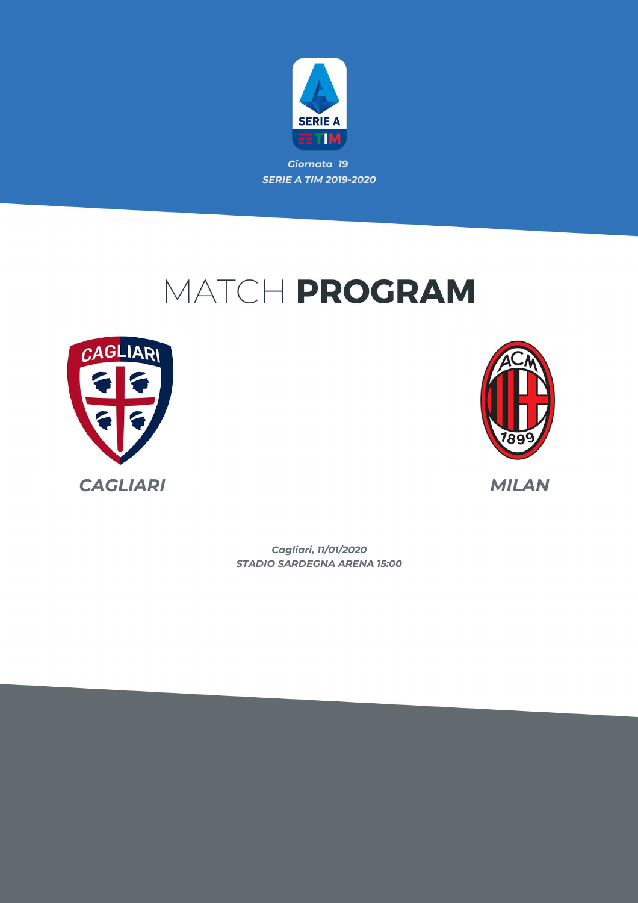*Giornata 19*

*SERIE A TIM 2019-2020*

# MATCH **PROGRAM**

**CAGLIARI**

**MILAN**

*Cagliari, 11/01/2020*

*STADIO SARDEGNA ARENA 15:00*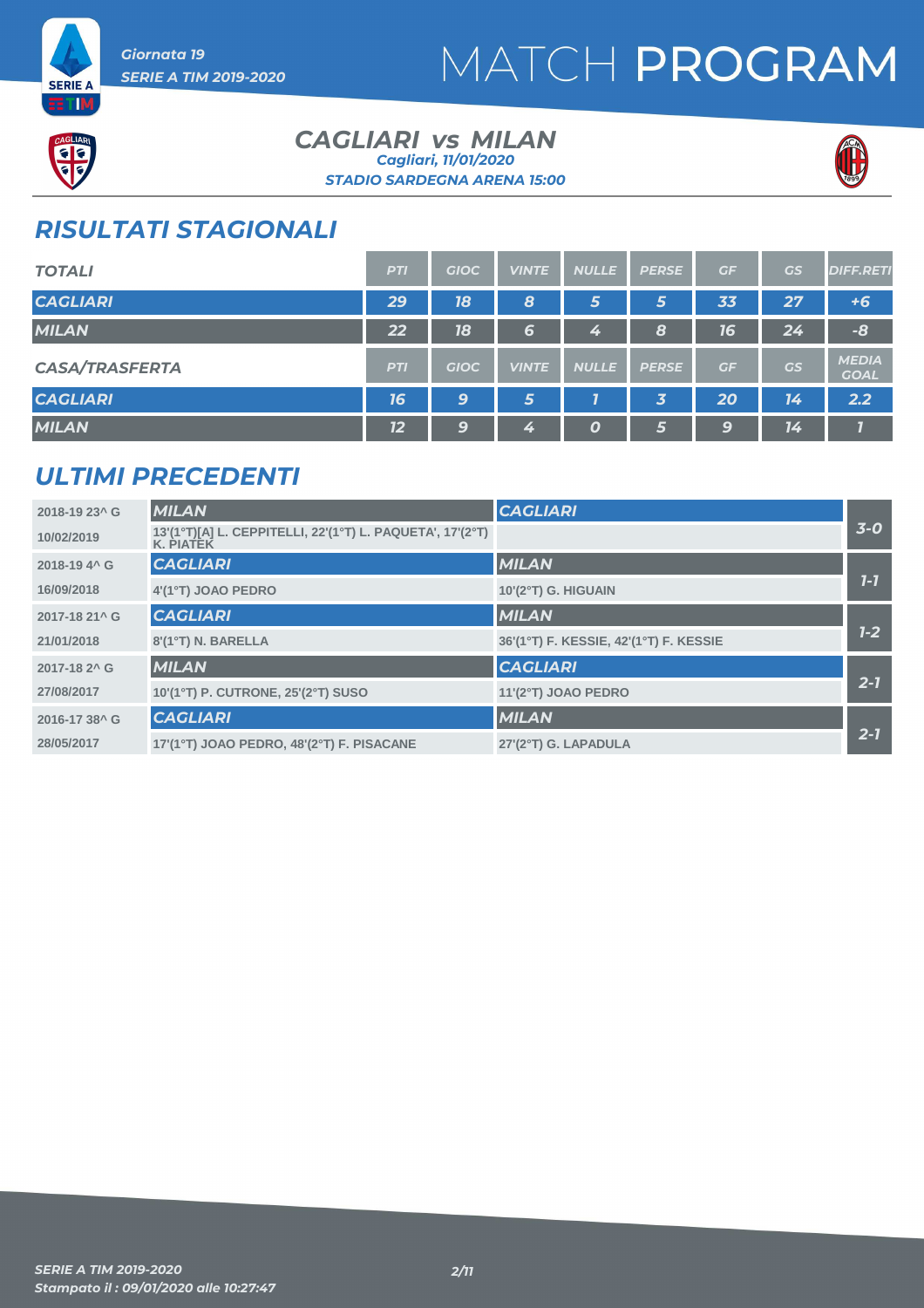# MATCH PROGRAM

Giornata 19
SERIE A TIM 2019-2020

## CAGLIARI vs MILAN

Cagliari, 11/01/2020
STADIO SARDEGNA ARENA 15:00

## RISULTATI STAGIONALI

| TOTALI | PTI | GIOC | VINTE | NULLE | PERSE | GF | GS | DIFF.RETI |
| --- | --- | --- | --- | --- | --- | --- | --- | --- |
| CAGLIARI | 29 | 18 | 8 | 5 | 5 | 33 | 27 | +6 |
| MILAN | 22 | 18 | 6 | 4 | 8 | 16 | 24 | -8 |

| CASA/TRASFERTA | PTI | GIOC | VINTE | NULLE | PERSE | GF | GS | MEDIA GOAL |
| --- | --- | --- | --- | --- | --- | --- | --- | --- |
| CAGLIARI | 16 | 9 | 5 | 1 | 3 | 20 | 14 | 2.2 |
| MILAN | 12 | 9 | 4 | 0 | 5 | 9 | 14 | 1 |

## ULTIMI PRECEDENTI

| | | | |
| --- | --- | --- | --- |
| 2018-19 23^ G | MILAN | CAGLIARI | 3-0 |
| 10/02/2019 | 13'(1°T)[A] L. CEPPITELLI, 22'(1°T) L. PAQUETA', 17'(2°T) K. PIATEK | | |
| 2018-19 4^ G | CAGLIARI | MILAN | 1-1 |
| 16/09/2018 | 4'(1°T) JOAO PEDRO | 10'(2°T) G. HIGUAIN | |
| 2017-18 21^ G | CAGLIARI | MILAN | 1-2 |
| 21/01/2018 | 8'(1°T) N. BARELLA | 36'(1°T) F. KESSIE, 42'(1°T) F. KESSIE | |
| 2017-18 2^ G | MILAN | CAGLIARI | 2-1 |
| 27/08/2017 | 10'(1°T) P. CUTRONE, 25'(2°T) SUSO | 11'(2°T) JOAO PEDRO | |
| 2016-17 38^ G | CAGLIARI | MILAN | 2-1 |
| 28/05/2017 | 17'(1°T) JOAO PEDRO, 48'(2°T) F. PISACANE | 27'(2°T) G. LAPADULA | |

SERIE A TIM 2019-2020
Stampato il : 09/01/2020 alle 10:27:47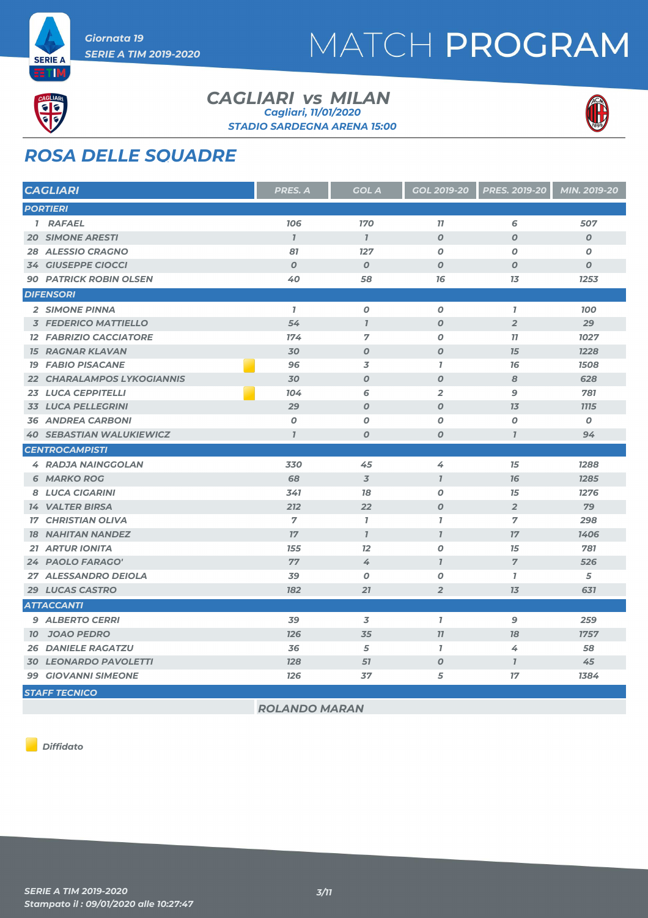Giornata 19

SERIE A TIM 2019-2020

# MATCH PROGRAM

## CAGLIARI vs MILAN

Cagliari, 11/01/2020

STADIO SARDEGNA ARENA 15:00

## ROSA DELLE SQUADRE

| CAGLIARI | | PRES. A | GOL A | GOL 2019-20 | PRES. 2019-20 | MIN. 2019-20 |
|---|---|---|---|---|---|---|
| **PORTIERI** | | | | | | |
| 1 | RAFAEL | 106 | 170 | 11 | 6 | 507 |
| 20 | SIMONE ARESTI | 1 | 1 | 0 | 0 | 0 |
| 28 | ALESSIO CRAGNO | 81 | 127 | 0 | 0 | 0 |
| 34 | GIUSEPPE CIOCCI | 0 | 0 | 0 | 0 | 0 |
| 90 | PATRICK ROBIN OLSEN | 40 | 58 | 16 | 13 | 1253 |
| **DIFENSORI** | | | | | | |
| 2 | SIMONE PINNA | 1 | 0 | 0 | 1 | 100 |
| 3 | FEDERICO MATTIELLO | 54 | 1 | 0 | 2 | 29 |
| 12 | FABRIZIO CACCIATORE | 174 | 7 | 0 | 11 | 1027 |
| 15 | RAGNAR KLAVAN | 30 | 0 | 0 | 15 | 1228 |
| 19 | FABIO PISACANE (Diffidato) | 96 | 3 | 1 | 16 | 1508 |
| 22 | CHARALAMPOS LYKOGIANNIS | 30 | 0 | 0 | 8 | 628 |
| 23 | LUCA CEPPITELLI (Diffidato) | 104 | 6 | 2 | 9 | 781 |
| 33 | LUCA PELLEGRINI | 29 | 0 | 0 | 13 | 1115 |
| 36 | ANDREA CARBONI | 0 | 0 | 0 | 0 | 0 |
| 40 | SEBASTIAN WALUKIEWICZ | 1 | 0 | 0 | 1 | 94 |
| **CENTROCAMPISTI** | | | | | | |
| 4 | RADJA NAINGGOLAN | 330 | 45 | 4 | 15 | 1288 |
| 6 | MARKO ROG | 68 | 3 | 1 | 16 | 1285 |
| 8 | LUCA CIGARINI | 341 | 18 | 0 | 15 | 1276 |
| 14 | VALTER BIRSA | 212 | 22 | 0 | 2 | 79 |
| 17 | CHRISTIAN OLIVA | 7 | 1 | 1 | 7 | 298 |
| 18 | NAHITAN NANDEZ | 17 | 1 | 1 | 17 | 1406 |
| 21 | ARTUR IONITA | 155 | 12 | 0 | 15 | 781 |
| 24 | PAOLO FARAGO' | 77 | 4 | 1 | 7 | 526 |
| 27 | ALESSANDRO DEIOLA | 39 | 0 | 0 | 1 | 5 |
| 29 | LUCAS CASTRO | 182 | 21 | 2 | 13 | 631 |
| **ATTACCANTI** | | | | | | |
| 9 | ALBERTO CERRI | 39 | 3 | 1 | 9 | 259 |
| 10 | JOAO PEDRO | 126 | 35 | 11 | 18 | 1757 |
| 26 | DANIELE RAGATZU | 36 | 5 | 1 | 4 | 58 |
| 30 | LEONARDO PAVOLETTI | 128 | 51 | 0 | 1 | 45 |
| 99 | GIOVANNI SIMEONE | 126 | 37 | 5 | 17 | 1384 |
| **STAFF TECNICO** | | | | | | |
| | ROLANDO MARAN | | | | | |

Diffidato

SERIE A TIM 2019-2020

Stampato il : 09/01/2020 alle 10:27:47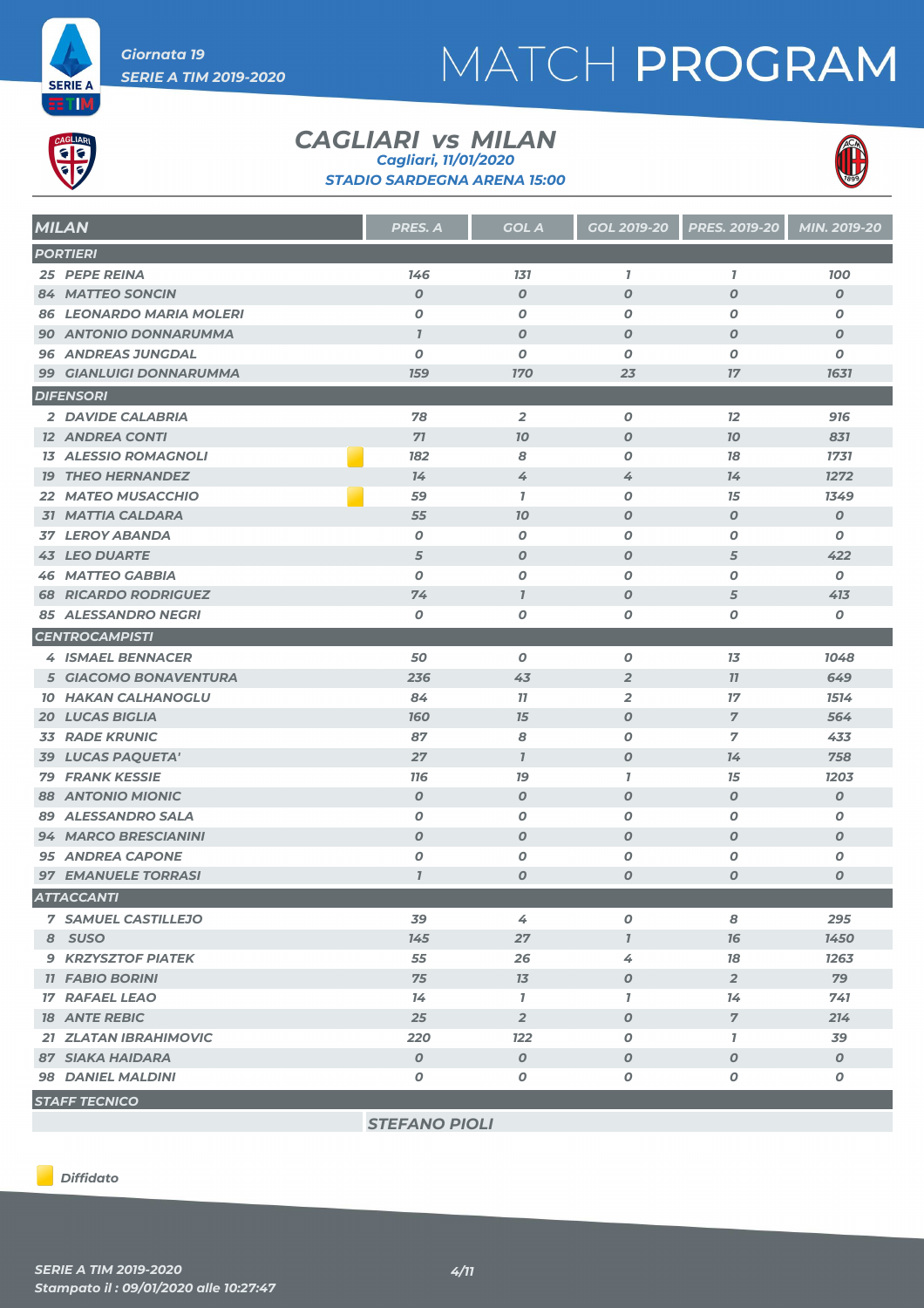Giornata 19
SERIE A TIM 2019-2020

# MATCH PROGRAM

## CAGLIARI vs MILAN

Cagliari, 11/01/2020
STADIO SARDEGNA ARENA 15:00

| MILAN | PRES. A | GOL A | GOL 2019-20 | PRES. 2019-20 | MIN. 2019-20 |
|---|---|---|---|---|---|
| **PORTIERI** | | | | | |
| 25 PEPE REINA | 146 | 131 | 1 | 1 | 100 |
| 84 MATTEO SONCIN | 0 | 0 | 0 | 0 | 0 |
| 86 LEONARDO MARIA MOLERI | 0 | 0 | 0 | 0 | 0 |
| 90 ANTONIO DONNARUMMA | 1 | 0 | 0 | 0 | 0 |
| 96 ANDREAS JUNGDAL | 0 | 0 | 0 | 0 | 0 |
| 99 GIANLUIGI DONNARUMMA | 159 | 170 | 23 | 17 | 1631 |
| **DIFENSORI** | | | | | |
| 2 DAVIDE CALABRIA | 78 | 2 | 0 | 12 | 916 |
| 12 ANDREA CONTI | 71 | 10 | 0 | 10 | 831 |
| 13 ALESSIO ROMAGNOLI (Diffidato) | 182 | 8 | 0 | 18 | 1731 |
| 19 THEO HERNANDEZ | 14 | 4 | 4 | 14 | 1272 |
| 22 MATEO MUSACCHIO (Diffidato) | 59 | 1 | 0 | 15 | 1349 |
| 31 MATTIA CALDARA | 55 | 10 | 0 | 0 | 0 |
| 37 LEROY ABANDA | 0 | 0 | 0 | 0 | 0 |
| 43 LEO DUARTE | 5 | 0 | 0 | 5 | 422 |
| 46 MATTEO GABBIA | 0 | 0 | 0 | 0 | 0 |
| 68 RICARDO RODRIGUEZ | 74 | 1 | 0 | 5 | 413 |
| 85 ALESSANDRO NEGRI | 0 | 0 | 0 | 0 | 0 |
| **CENTROCAMPISTI** | | | | | |
| 4 ISMAEL BENNACER | 50 | 0 | 0 | 13 | 1048 |
| 5 GIACOMO BONAVENTURA | 236 | 43 | 2 | 11 | 649 |
| 10 HAKAN CALHANOGLU | 84 | 11 | 2 | 17 | 1514 |
| 20 LUCAS BIGLIA | 160 | 15 | 0 | 7 | 564 |
| 33 RADE KRUNIC | 87 | 8 | 0 | 7 | 433 |
| 39 LUCAS PAQUETA' | 27 | 1 | 0 | 14 | 758 |
| 79 FRANK KESSIE | 116 | 19 | 1 | 15 | 1203 |
| 88 ANTONIO MIONIC | 0 | 0 | 0 | 0 | 0 |
| 89 ALESSANDRO SALA | 0 | 0 | 0 | 0 | 0 |
| 94 MARCO BRESCIANINI | 0 | 0 | 0 | 0 | 0 |
| 95 ANDREA CAPONE | 0 | 0 | 0 | 0 | 0 |
| 97 EMANUELE TORRASI | 1 | 0 | 0 | 0 | 0 |
| **ATTACCANTI** | | | | | |
| 7 SAMUEL CASTILLEJO | 39 | 4 | 0 | 8 | 295 |
| 8 SUSO | 145 | 27 | 1 | 16 | 1450 |
| 9 KRZYSZTOF PIATEK | 55 | 26 | 4 | 18 | 1263 |
| 11 FABIO BORINI | 75 | 13 | 0 | 2 | 79 |
| 17 RAFAEL LEAO | 14 | 1 | 1 | 14 | 741 |
| 18 ANTE REBIC | 25 | 2 | 0 | 7 | 214 |
| 21 ZLATAN IBRAHIMOVIC | 220 | 122 | 0 | 1 | 39 |
| 87 SIAKA HAIDARA | 0 | 0 | 0 | 0 | 0 |
| 98 DANIEL MALDINI | 0 | 0 | 0 | 0 | 0 |
| **STAFF TECNICO** | | | | | |
| | STEFANO PIOLI | | | | |

Diffidato

SERIE A TIM 2019-2020
Stampato il : 09/01/2020 alle 10:27:47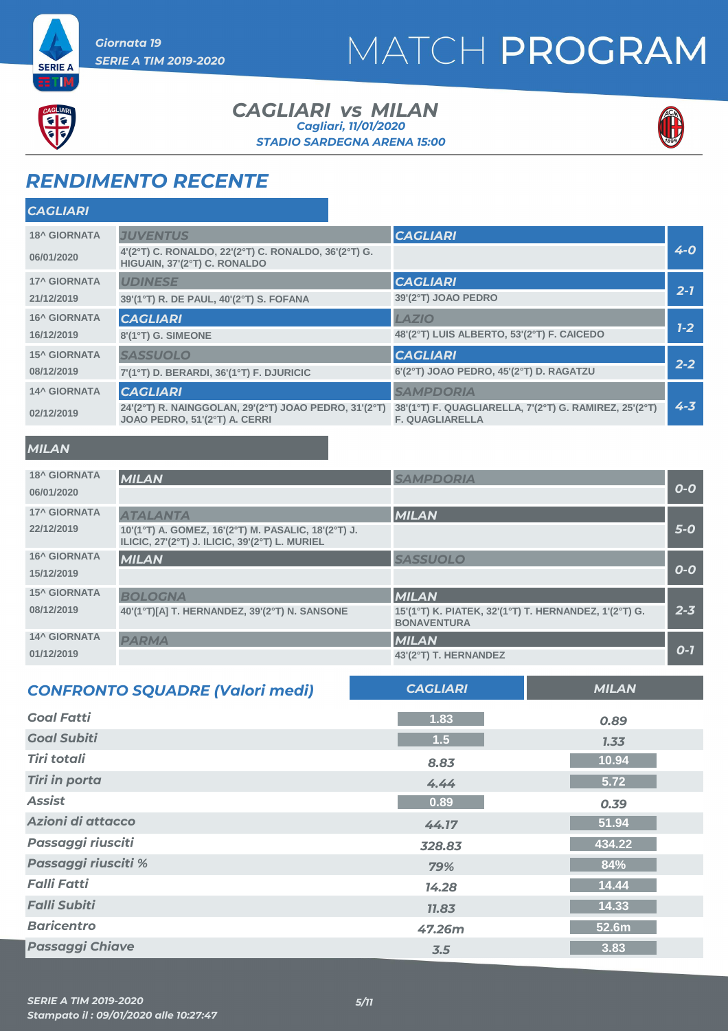Giornata 19
SERIE A TIM 2019-2020

# MATCH PROGRAM

## CAGLIARI vs MILAN

Cagliari, 11/01/2020
STADIO SARDEGNA ARENA 15:00

## RENDIMENTO RECENTE

### CAGLIARI

| Giornata | Casa | Trasferta | Risultato |
|---|---|---|---|
| 18^ GIORNATA 06/01/2020 | JUVENTUS<br>4'(2°T) C. RONALDO, 22'(2°T) C. RONALDO, 36'(2°T) G. HIGUAIN, 37'(2°T) C. RONALDO | CAGLIARI | 4-0 |
| 17^ GIORNATA 21/12/2019 | UDINESE<br>39'(1°T) R. DE PAUL, 40'(2°T) S. FOFANA | CAGLIARI<br>39'(2°T) JOAO PEDRO | 2-1 |
| 16^ GIORNATA 16/12/2019 | CAGLIARI<br>8'(1°T) G. SIMEONE | LAZIO<br>48'(2°T) LUIS ALBERTO, 53'(2°T) F. CAICEDO | 1-2 |
| 15^ GIORNATA 08/12/2019 | SASSUOLO<br>7'(1°T) D. BERARDI, 36'(1°T) F. DJURICIC | CAGLIARI<br>6'(2°T) JOAO PEDRO, 45'(2°T) D. RAGATZU | 2-2 |
| 14^ GIORNATA 02/12/2019 | CAGLIARI<br>24'(2°T) R. NAINGGOLAN, 29'(2°T) JOAO PEDRO, 31'(2°T) JOAO PEDRO, 51'(2°T) A. CERRI | SAMPDORIA<br>38'(1°T) F. QUAGLIARELLA, 7'(2°T) G. RAMIREZ, 25'(2°T) F. QUAGLIARELLA | 4-3 |

### MILAN

| Giornata | Casa | Trasferta | Risultato |
|---|---|---|---|
| 18^ GIORNATA 06/01/2020 | MILAN | SAMPDORIA | 0-0 |
| 17^ GIORNATA 22/12/2019 | ATALANTA<br>10'(1°T) A. GOMEZ, 16'(2°T) M. PASALIC, 18'(2°T) J. ILICIC, 27'(2°T) J. ILICIC, 39'(2°T) L. MURIEL | MILAN | 5-0 |
| 16^ GIORNATA 15/12/2019 | MILAN | SASSUOLO | 0-0 |
| 15^ GIORNATA 08/12/2019 | BOLOGNA<br>40'(1°T)[A] T. HERNANDEZ, 39'(2°T) N. SANSONE | MILAN<br>15'(1°T) K. PIATEK, 32'(1°T) T. HERNANDEZ, 1'(2°T) G. BONAVENTURA | 2-3 |
| 14^ GIORNATA 01/12/2019 | PARMA | MILAN<br>43'(2°T) T. HERNANDEZ | 0-1 |

## CONFRONTO SQUADRE (Valori medi)

| | CAGLIARI | MILAN |
|---|---|---|
| Goal Fatti | 1.83 | 0.89 |
| Goal Subiti | 1.5 | 1.33 |
| Tiri totali | 8.83 | 10.94 |
| Tiri in porta | 4.44 | 5.72 |
| Assist | 0.89 | 0.39 |
| Azioni di attacco | 44.17 | 51.94 |
| Passaggi riusciti | 328.83 | 434.22 |
| Passaggi riusciti % | 79% | 84% |
| Falli Fatti | 14.28 | 14.44 |
| Falli Subiti | 11.83 | 14.33 |
| Baricentro | 47.26m | 52.6m |
| Passaggi Chiave | 3.5 | 3.83 |

SERIE A TIM 2019-2020
Stampato il : 09/01/2020 alle 10:27:47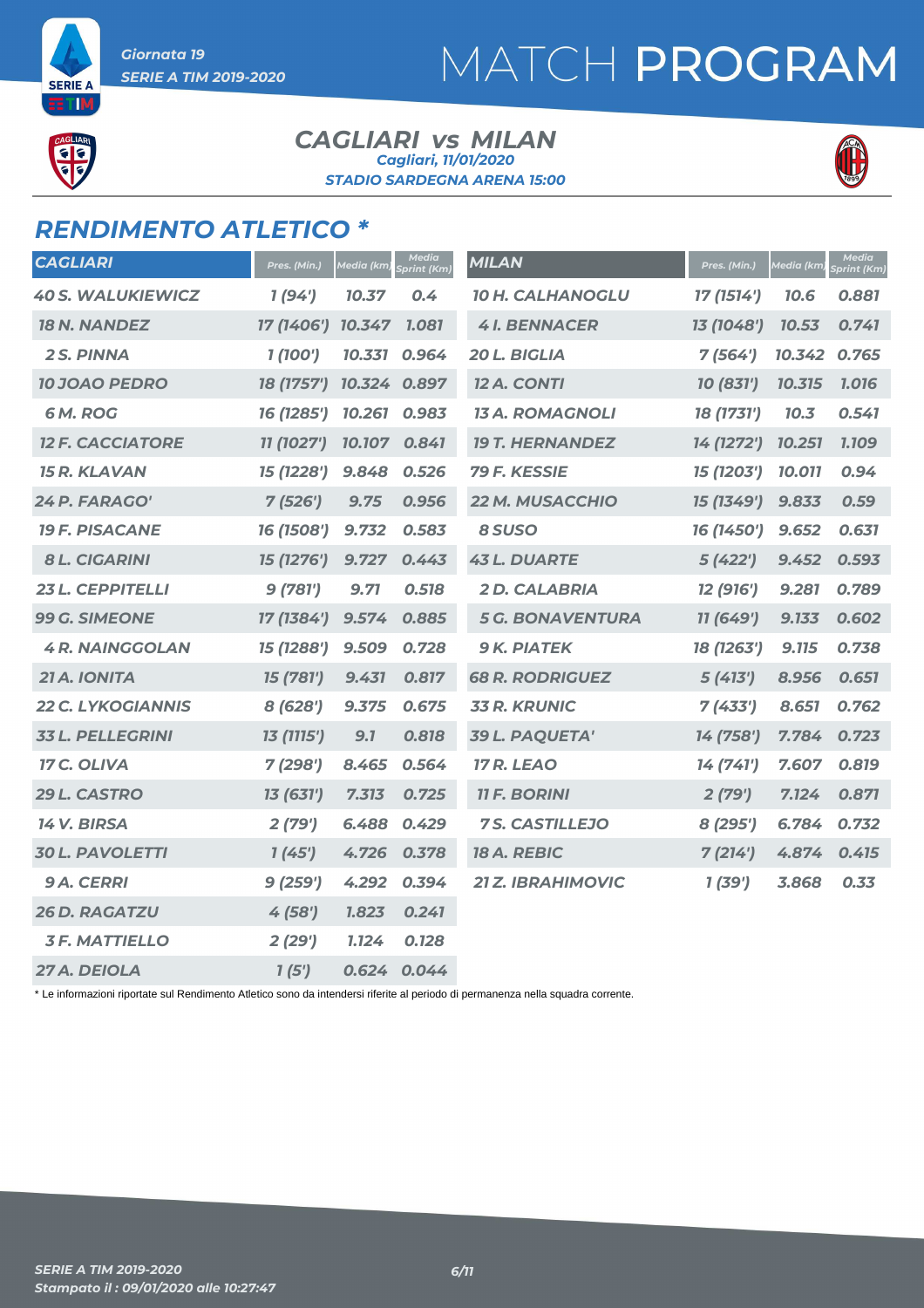# MATCH PROGRAM

Giornata 19
SERIE A TIM 2019-2020

**CAGLIARI vs MILAN**
Cagliari, 11/01/2020
STADIO SARDEGNA ARENA 15:00

## RENDIMENTO ATLETICO *

| CAGLIARI | Pres. (Min.) | Media (km) | Media Sprint (Km) | MILAN | Pres. (Min.) | Media (km) | Media Sprint (Km) |
|---|---|---|---|---|---|---|---|
| 40 S. WALUKIEWICZ | 1 (94') | 10.37 | 0.4 | 10 H. CALHANOGLU | 17 (1514') | 10.6 | 0.881 |
| 18 N. NANDEZ | 17 (1406') | 10.347 | 1.081 | 4 I. BENNACER | 13 (1048') | 10.53 | 0.741 |
| 2 S. PINNA | 1 (100') | 10.331 | 0.964 | 20 L. BIGLIA | 7 (564') | 10.342 | 0.765 |
| 10 JOAO PEDRO | 18 (1757') | 10.324 | 0.897 | 12 A. CONTI | 10 (831') | 10.315 | 1.016 |
| 6 M. ROG | 16 (1285') | 10.261 | 0.983 | 13 A. ROMAGNOLI | 18 (1731') | 10.3 | 0.541 |
| 12 F. CACCIATORE | 11 (1027') | 10.107 | 0.841 | 19 T. HERNANDEZ | 14 (1272') | 10.251 | 1.109 |
| 15 R. KLAVAN | 15 (1228') | 9.848 | 0.526 | 79 F. KESSIE | 15 (1203') | 10.011 | 0.94 |
| 24 P. FARAGO' | 7 (526') | 9.75 | 0.956 | 22 M. MUSACCHIO | 15 (1349') | 9.833 | 0.59 |
| 19 F. PISACANE | 16 (1508') | 9.732 | 0.583 | 8 SUSO | 16 (1450') | 9.652 | 0.631 |
| 8 L. CIGARINI | 15 (1276') | 9.727 | 0.443 | 43 L. DUARTE | 5 (422') | 9.452 | 0.593 |
| 23 L. CEPPITELLI | 9 (781') | 9.71 | 0.518 | 2 D. CALABRIA | 12 (916') | 9.281 | 0.789 |
| 99 G. SIMEONE | 17 (1384') | 9.574 | 0.885 | 5 G. BONAVENTURA | 11 (649') | 9.133 | 0.602 |
| 4 R. NAINGGOLAN | 15 (1288') | 9.509 | 0.728 | 9 K. PIATEK | 18 (1263') | 9.115 | 0.738 |
| 21 A. IONITA | 15 (781') | 9.431 | 0.817 | 68 R. RODRIGUEZ | 5 (413') | 8.956 | 0.651 |
| 22 C. LYKOGIANNIS | 8 (628') | 9.375 | 0.675 | 33 R. KRUNIC | 7 (433') | 8.651 | 0.762 |
| 33 L. PELLEGRINI | 13 (1115') | 9.1 | 0.818 | 39 L. PAQUETA' | 14 (758') | 7.784 | 0.723 |
| 17 C. OLIVA | 7 (298') | 8.465 | 0.564 | 17 R. LEAO | 14 (741') | 7.607 | 0.819 |
| 29 L. CASTRO | 13 (631') | 7.313 | 0.725 | 11 F. BORINI | 2 (79') | 7.124 | 0.871 |
| 14 V. BIRSA | 2 (79') | 6.488 | 0.429 | 7 S. CASTILLEJO | 8 (295') | 6.784 | 0.732 |
| 30 L. PAVOLETTI | 1 (45') | 4.726 | 0.378 | 18 A. REBIC | 7 (214') | 4.874 | 0.415 |
| 9 A. CERRI | 9 (259') | 4.292 | 0.394 | 21 Z. IBRAHIMOVIC | 1 (39') | 3.868 | 0.33 |
| 26 D. RAGATZU | 4 (58') | 1.823 | 0.241 | | | | |
| 3 F. MATTIELLO | 2 (29') | 1.124 | 0.128 | | | | |
| 27 A. DEIOLA | 1 (5') | 0.624 | 0.044 | | | | |

* Le informazioni riportate sul Rendimento Atletico sono da intendersi riferite al periodo di permanenza nella squadra corrente.

SERIE A TIM 2019-2020
Stampato il : 09/01/2020 alle 10:27:47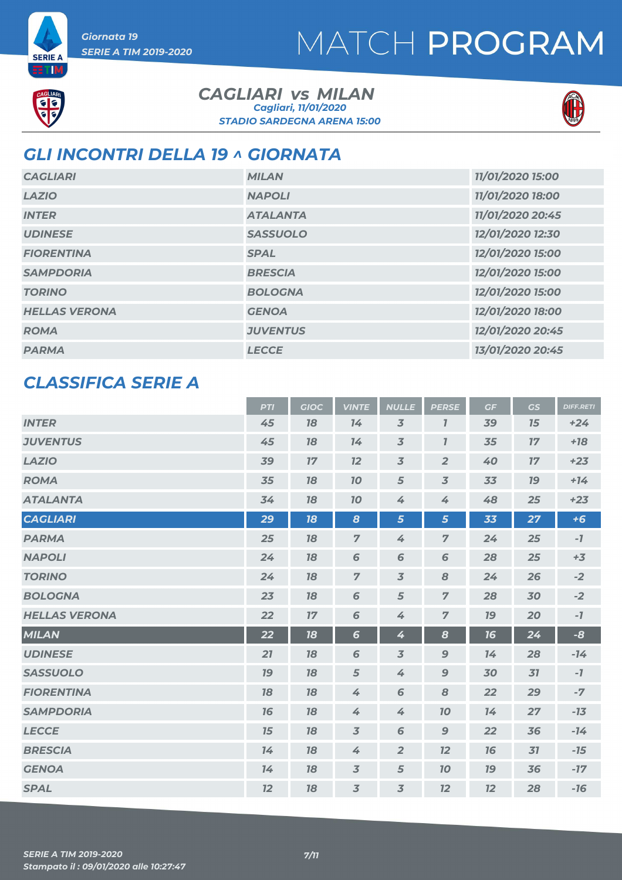Giornata 19

SERIE A TIM 2019-2020

# MATCH PROGRAM

**CAGLIARI vs MILAN**

*Cagliari, 11/01/2020*

*STADIO SARDEGNA ARENA 15:00*

## GLI INCONTRI DELLA 19 ^ GIORNATA

| | | |
|---|---|---|
| CAGLIARI | MILAN | 11/01/2020 15:00 |
| LAZIO | NAPOLI | 11/01/2020 18:00 |
| INTER | ATALANTA | 11/01/2020 20:45 |
| UDINESE | SASSUOLO | 12/01/2020 12:30 |
| FIORENTINA | SPAL | 12/01/2020 15:00 |
| SAMPDORIA | BRESCIA | 12/01/2020 15:00 |
| TORINO | BOLOGNA | 12/01/2020 15:00 |
| HELLAS VERONA | GENOA | 12/01/2020 18:00 |
| ROMA | JUVENTUS | 12/01/2020 20:45 |
| PARMA | LECCE | 13/01/2020 20:45 |

## CLASSIFICA SERIE A

| | PTI | GIOC | VINTE | NULLE | PERSE | GF | GS | DIFF.RETI |
|---|---|---|---|---|---|---|---|---|
| INTER | 45 | 18 | 14 | 3 | 1 | 39 | 15 | +24 |
| JUVENTUS | 45 | 18 | 14 | 3 | 1 | 35 | 17 | +18 |
| LAZIO | 39 | 17 | 12 | 3 | 2 | 40 | 17 | +23 |
| ROMA | 35 | 18 | 10 | 5 | 3 | 33 | 19 | +14 |
| ATALANTA | 34 | 18 | 10 | 4 | 4 | 48 | 25 | +23 |
| CAGLIARI | 29 | 18 | 8 | 5 | 5 | 33 | 27 | +6 |
| PARMA | 25 | 18 | 7 | 4 | 7 | 24 | 25 | -1 |
| NAPOLI | 24 | 18 | 6 | 6 | 6 | 28 | 25 | +3 |
| TORINO | 24 | 18 | 7 | 3 | 8 | 24 | 26 | -2 |
| BOLOGNA | 23 | 18 | 6 | 5 | 7 | 28 | 30 | -2 |
| HELLAS VERONA | 22 | 17 | 6 | 4 | 7 | 19 | 20 | -1 |
| MILAN | 22 | 18 | 6 | 4 | 8 | 16 | 24 | -8 |
| UDINESE | 21 | 18 | 6 | 3 | 9 | 14 | 28 | -14 |
| SASSUOLO | 19 | 18 | 5 | 4 | 9 | 30 | 31 | -1 |
| FIORENTINA | 18 | 18 | 4 | 6 | 8 | 22 | 29 | -7 |
| SAMPDORIA | 16 | 18 | 4 | 4 | 10 | 14 | 27 | -13 |
| LECCE | 15 | 18 | 3 | 6 | 9 | 22 | 36 | -14 |
| BRESCIA | 14 | 18 | 4 | 2 | 12 | 16 | 31 | -15 |
| GENOA | 14 | 18 | 3 | 5 | 10 | 19 | 36 | -17 |
| SPAL | 12 | 18 | 3 | 3 | 12 | 12 | 28 | -16 |

SERIE A TIM 2019-2020

Stampato il : 09/01/2020 alle 10:27:47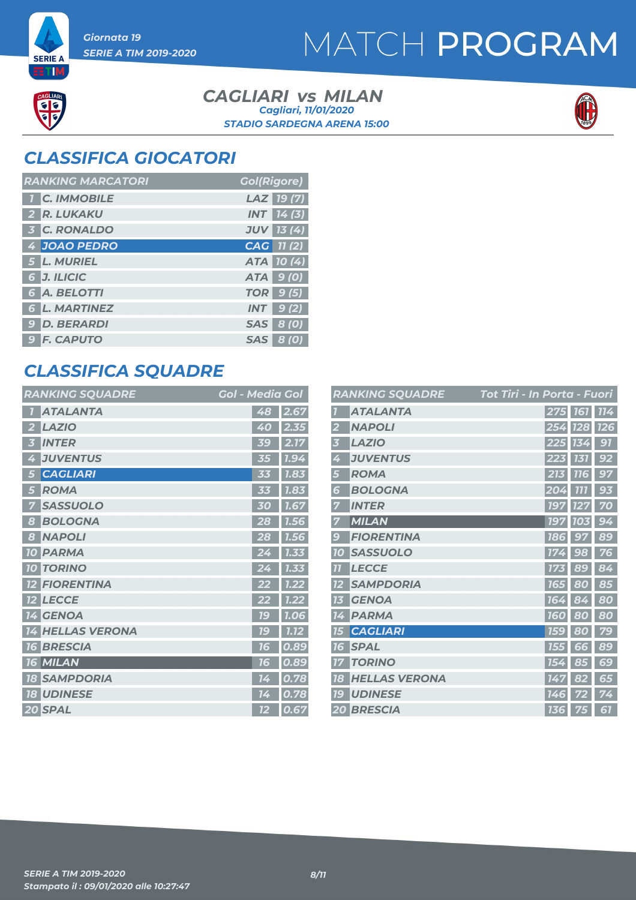# MATCH PROGRAM

Giornata 19
SERIE A TIM 2019-2020

**CAGLIARI vs MILAN**
Cagliari, 11/01/2020
STADIO SARDEGNA ARENA 15:00

## CLASSIFICA GIOCATORI

| | RANKING MARCATORI | | Gol(Rigore) |
|---|---|---|---|
| 1 | C. IMMOBILE | LAZ | 19 (7) |
| 2 | R. LUKAKU | INT | 14 (3) |
| 3 | C. RONALDO | JUV | 13 (4) |
| 4 | JOAO PEDRO | CAG | 11 (2) |
| 5 | L. MURIEL | ATA | 10 (4) |
| 6 | J. ILICIC | ATA | 9 (0) |
| 6 | A. BELOTTI | TOR | 9 (5) |
| 6 | L. MARTINEZ | INT | 9 (2) |
| 9 | D. BERARDI | SAS | 8 (0) |
| 9 | F. CAPUTO | SAS | 8 (0) |

## CLASSIFICA SQUADRE

| | RANKING SQUADRE | Gol | Media Gol |
|---|---|---|---|
| 1 | ATALANTA | 48 | 2.67 |
| 2 | LAZIO | 40 | 2.35 |
| 3 | INTER | 39 | 2.17 |
| 4 | JUVENTUS | 35 | 1.94 |
| 5 | CAGLIARI | 33 | 1.83 |
| 5 | ROMA | 33 | 1.83 |
| 7 | SASSUOLO | 30 | 1.67 |
| 8 | BOLOGNA | 28 | 1.56 |
| 8 | NAPOLI | 28 | 1.56 |
| 10 | PARMA | 24 | 1.33 |
| 10 | TORINO | 24 | 1.33 |
| 12 | FIORENTINA | 22 | 1.22 |
| 12 | LECCE | 22 | 1.22 |
| 14 | GENOA | 19 | 1.06 |
| 14 | HELLAS VERONA | 19 | 1.12 |
| 16 | BRESCIA | 16 | 0.89 |
| 16 | MILAN | 16 | 0.89 |
| 18 | SAMPDORIA | 14 | 0.78 |
| 18 | UDINESE | 14 | 0.78 |
| 20 | SPAL | 12 | 0.67 |

| | RANKING SQUADRE | Tot Tiri | In Porta | Fuori |
|---|---|---|---|---|
| 1 | ATALANTA | 275 | 161 | 114 |
| 2 | NAPOLI | 254 | 128 | 126 |
| 3 | LAZIO | 225 | 134 | 91 |
| 4 | JUVENTUS | 223 | 131 | 92 |
| 5 | ROMA | 213 | 116 | 97 |
| 6 | BOLOGNA | 204 | 111 | 93 |
| 7 | INTER | 197 | 127 | 70 |
| 7 | MILAN | 197 | 103 | 94 |
| 9 | FIORENTINA | 186 | 97 | 89 |
| 10 | SASSUOLO | 174 | 98 | 76 |
| 11 | LECCE | 173 | 89 | 84 |
| 12 | SAMPDORIA | 165 | 80 | 85 |
| 13 | GENOA | 164 | 84 | 80 |
| 14 | PARMA | 160 | 80 | 80 |
| 15 | CAGLIARI | 159 | 80 | 79 |
| 16 | SPAL | 155 | 66 | 89 |
| 17 | TORINO | 154 | 85 | 69 |
| 18 | HELLAS VERONA | 147 | 82 | 65 |
| 19 | UDINESE | 146 | 72 | 74 |
| 20 | BRESCIA | 136 | 75 | 61 |

SERIE A TIM 2019-2020
Stampato il : 09/01/2020 alle 10:27:47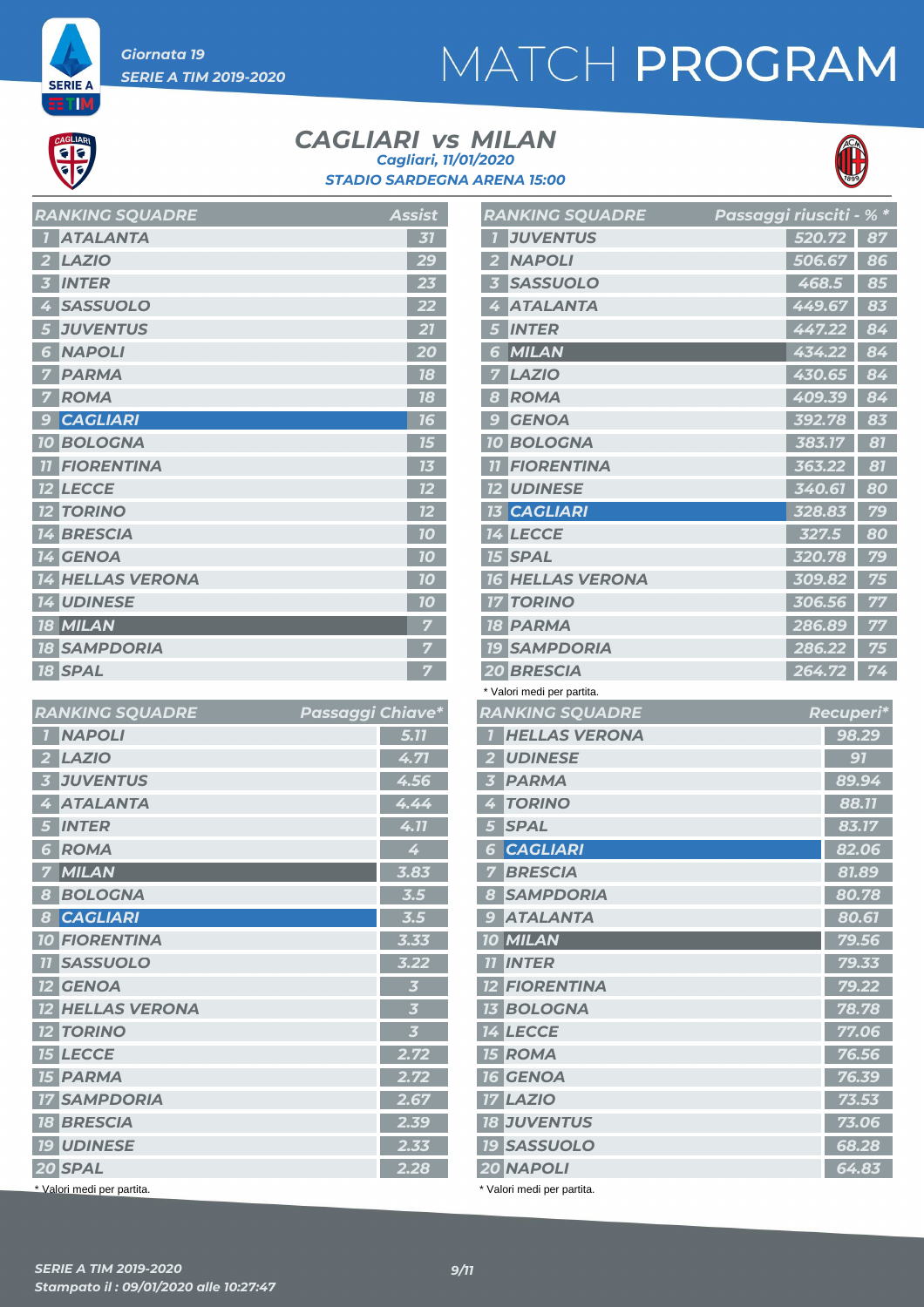Giornata 19

SERIE A TIM 2019-2020

# MATCH PROGRAM

## CAGLIARI vs MILAN

Cagliari, 11/01/2020

STADIO SARDEGNA ARENA 15:00

| RANKING SQUADRE | | Assist |
|---|---|---|
| 1 | ATALANTA | 31 |
| 2 | LAZIO | 29 |
| 3 | INTER | 23 |
| 4 | SASSUOLO | 22 |
| 5 | JUVENTUS | 21 |
| 6 | NAPOLI | 20 |
| 7 | PARMA | 18 |
| 7 | ROMA | 18 |
| 9 | CAGLIARI | 16 |
| 10 | BOLOGNA | 15 |
| 11 | FIORENTINA | 13 |
| 12 | LECCE | 12 |
| 12 | TORINO | 12 |
| 14 | BRESCIA | 10 |
| 14 | GENOA | 10 |
| 14 | HELLAS VERONA | 10 |
| 14 | UDINESE | 10 |
| 18 | MILAN | 7 |
| 18 | SAMPDORIA | 7 |
| 18 | SPAL | 7 |

| RANKING SQUADRE | | Passaggi riusciti | % * |
|---|---|---|---|
| 1 | JUVENTUS | 520.72 | 87 |
| 2 | NAPOLI | 506.67 | 86 |
| 3 | SASSUOLO | 468.5 | 85 |
| 4 | ATALANTA | 449.67 | 83 |
| 5 | INTER | 447.22 | 84 |
| 6 | MILAN | 434.22 | 84 |
| 7 | LAZIO | 430.65 | 84 |
| 8 | ROMA | 409.39 | 84 |
| 9 | GENOA | 392.78 | 83 |
| 10 | BOLOGNA | 383.17 | 81 |
| 11 | FIORENTINA | 363.22 | 81 |
| 12 | UDINESE | 340.61 | 80 |
| 13 | CAGLIARI | 328.83 | 79 |
| 14 | LECCE | 327.5 | 80 |
| 15 | SPAL | 320.78 | 79 |
| 16 | HELLAS VERONA | 309.82 | 75 |
| 17 | TORINO | 306.56 | 77 |
| 18 | PARMA | 286.89 | 77 |
| 19 | SAMPDORIA | 286.22 | 75 |
| 20 | BRESCIA | 264.72 | 74 |

\* Valori medi per partita.

| RANKING SQUADRE | | Passaggi Chiave* |
|---|---|---|
| 1 | NAPOLI | 5.11 |
| 2 | LAZIO | 4.71 |
| 3 | JUVENTUS | 4.56 |
| 4 | ATALANTA | 4.44 |
| 5 | INTER | 4.11 |
| 6 | ROMA | 4 |
| 7 | MILAN | 3.83 |
| 8 | BOLOGNA | 3.5 |
| 8 | CAGLIARI | 3.5 |
| 10 | FIORENTINA | 3.33 |
| 11 | SASSUOLO | 3.22 |
| 12 | GENOA | 3 |
| 12 | HELLAS VERONA | 3 |
| 12 | TORINO | 3 |
| 15 | LECCE | 2.72 |
| 15 | PARMA | 2.72 |
| 17 | SAMPDORIA | 2.67 |
| 18 | BRESCIA | 2.39 |
| 19 | UDINESE | 2.33 |
| 20 | SPAL | 2.28 |

\* Valori medi per partita.

| RANKING SQUADRE | | Recuperi* |
|---|---|---|
| 1 | HELLAS VERONA | 98.29 |
| 2 | UDINESE | 91 |
| 3 | PARMA | 89.94 |
| 4 | TORINO | 88.11 |
| 5 | SPAL | 83.17 |
| 6 | CAGLIARI | 82.06 |
| 7 | BRESCIA | 81.89 |
| 8 | SAMPDORIA | 80.78 |
| 9 | ATALANTA | 80.61 |
| 10 | MILAN | 79.56 |
| 11 | INTER | 79.33 |
| 12 | FIORENTINA | 79.22 |
| 13 | BOLOGNA | 78.78 |
| 14 | LECCE | 77.06 |
| 15 | ROMA | 76.56 |
| 16 | GENOA | 76.39 |
| 17 | LAZIO | 73.53 |
| 18 | JUVENTUS | 73.06 |
| 19 | SASSUOLO | 68.28 |
| 20 | NAPOLI | 64.83 |

\* Valori medi per partita.

SERIE A TIM 2019-2020

Stampato il : 09/01/2020 alle 10:27:47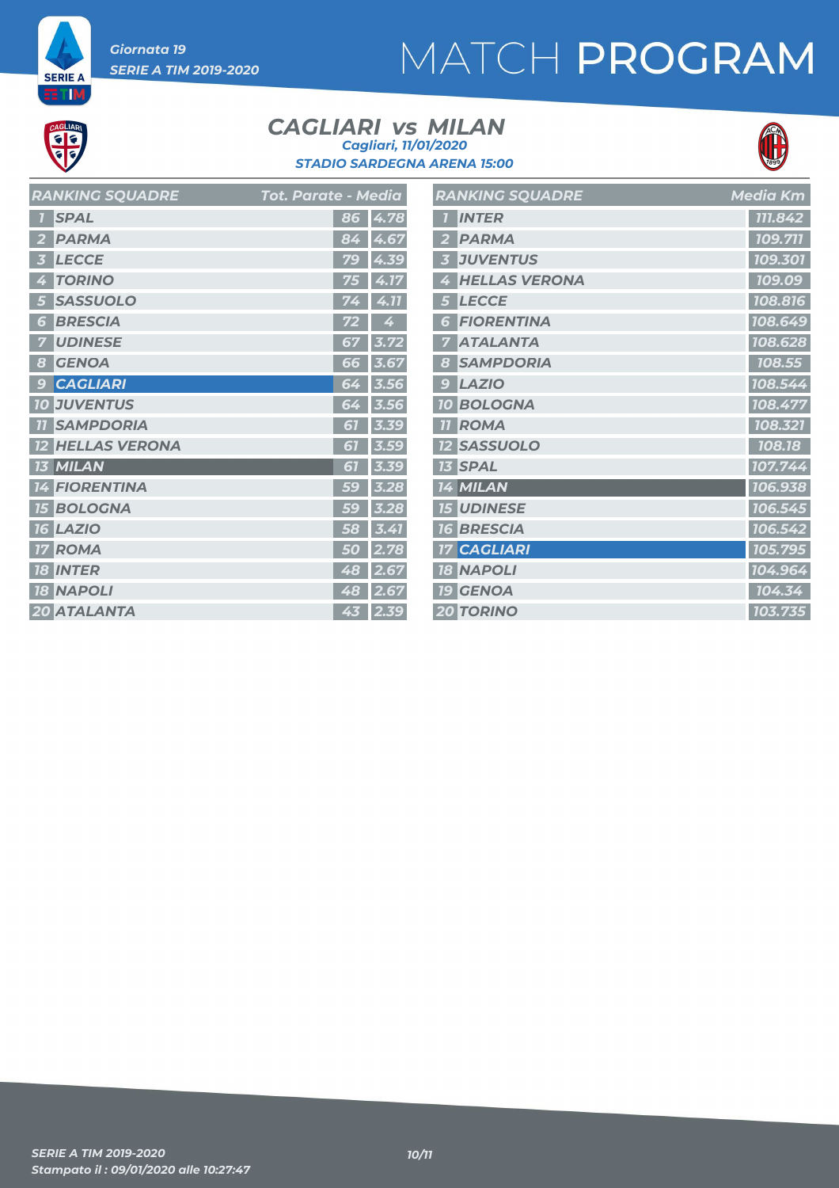# MATCH PROGRAM

Giornata 19
SERIE A TIM 2019-2020

## CAGLIARI vs MILAN

Cagliari, 11/01/2020
STADIO SARDEGNA ARENA 15:00

| RANKING SQUADRE | | Tot. Parate | Media |
|---|---|---|---|
| 1 | SPAL | 86 | 4.78 |
| 2 | PARMA | 84 | 4.67 |
| 3 | LECCE | 79 | 4.39 |
| 4 | TORINO | 75 | 4.17 |
| 5 | SASSUOLO | 74 | 4.11 |
| 6 | BRESCIA | 72 | 4 |
| 7 | UDINESE | 67 | 3.72 |
| 8 | GENOA | 66 | 3.67 |
| 9 | CAGLIARI | 64 | 3.56 |
| 10 | JUVENTUS | 64 | 3.56 |
| 11 | SAMPDORIA | 61 | 3.39 |
| 12 | HELLAS VERONA | 61 | 3.59 |
| 13 | MILAN | 61 | 3.39 |
| 14 | FIORENTINA | 59 | 3.28 |
| 15 | BOLOGNA | 59 | 3.28 |
| 16 | LAZIO | 58 | 3.41 |
| 17 | ROMA | 50 | 2.78 |
| 18 | INTER | 48 | 2.67 |
| 18 | NAPOLI | 48 | 2.67 |
| 20 | ATALANTA | 43 | 2.39 |

| RANKING SQUADRE | | Media Km |
|---|---|---|
| 1 | INTER | 111.842 |
| 2 | PARMA | 109.711 |
| 3 | JUVENTUS | 109.301 |
| 4 | HELLAS VERONA | 109.09 |
| 5 | LECCE | 108.816 |
| 6 | FIORENTINA | 108.649 |
| 7 | ATALANTA | 108.628 |
| 8 | SAMPDORIA | 108.55 |
| 9 | LAZIO | 108.544 |
| 10 | BOLOGNA | 108.477 |
| 11 | ROMA | 108.321 |
| 12 | SASSUOLO | 108.18 |
| 13 | SPAL | 107.744 |
| 14 | MILAN | 106.938 |
| 15 | UDINESE | 106.545 |
| 16 | BRESCIA | 106.542 |
| 17 | CAGLIARI | 105.795 |
| 18 | NAPOLI | 104.964 |
| 19 | GENOA | 104.34 |
| 20 | TORINO | 103.735 |

SERIE A TIM 2019-2020
Stampato il : 09/01/2020 alle 10:27:47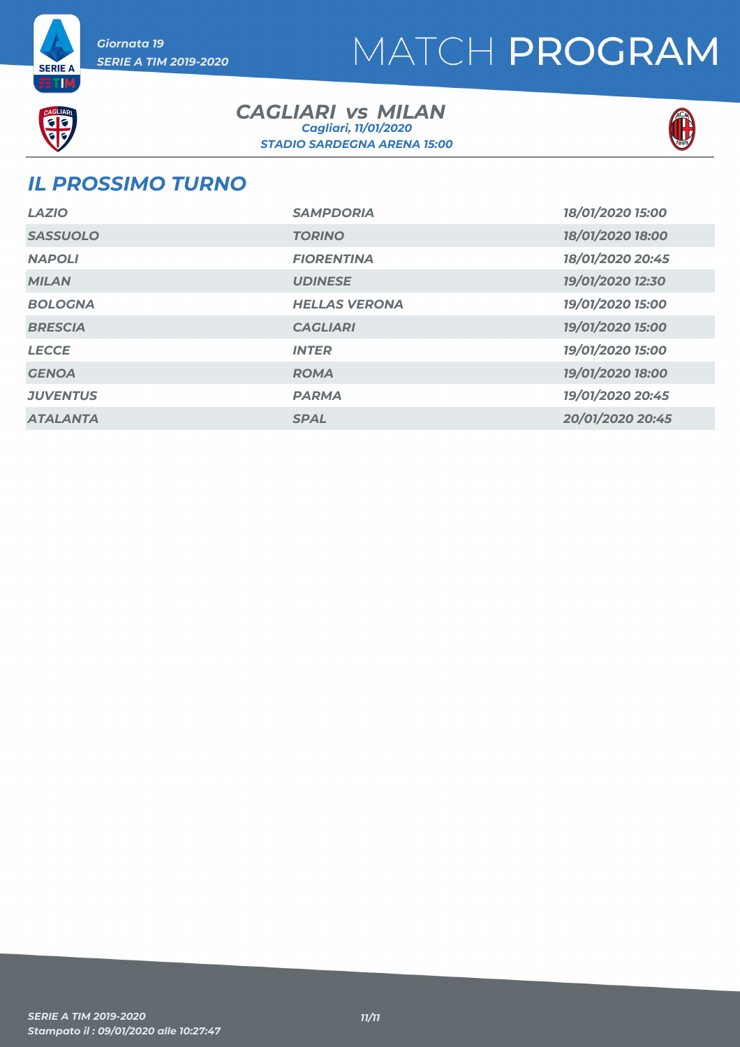Giornata 19
SERIE A TIM 2019-2020

# MATCH PROGRAM

**CAGLIARI vs MILAN**
*Cagliari, 11/01/2020*
*STADIO SARDEGNA ARENA 15:00*

## IL PROSSIMO TURNO

| | | |
|---|---|---|
| LAZIO | SAMPDORIA | 18/01/2020 15:00 |
| SASSUOLO | TORINO | 18/01/2020 18:00 |
| NAPOLI | FIORENTINA | 18/01/2020 20:45 |
| MILAN | UDINESE | 19/01/2020 12:30 |
| BOLOGNA | HELLAS VERONA | 19/01/2020 15:00 |
| BRESCIA | CAGLIARI | 19/01/2020 15:00 |
| LECCE | INTER | 19/01/2020 15:00 |
| GENOA | ROMA | 19/01/2020 18:00 |
| JUVENTUS | PARMA | 19/01/2020 20:45 |
| ATALANTA | SPAL | 20/01/2020 20:45 |

SERIE A TIM 2019-2020
Stampato il : 09/01/2020 alle 10:27:47